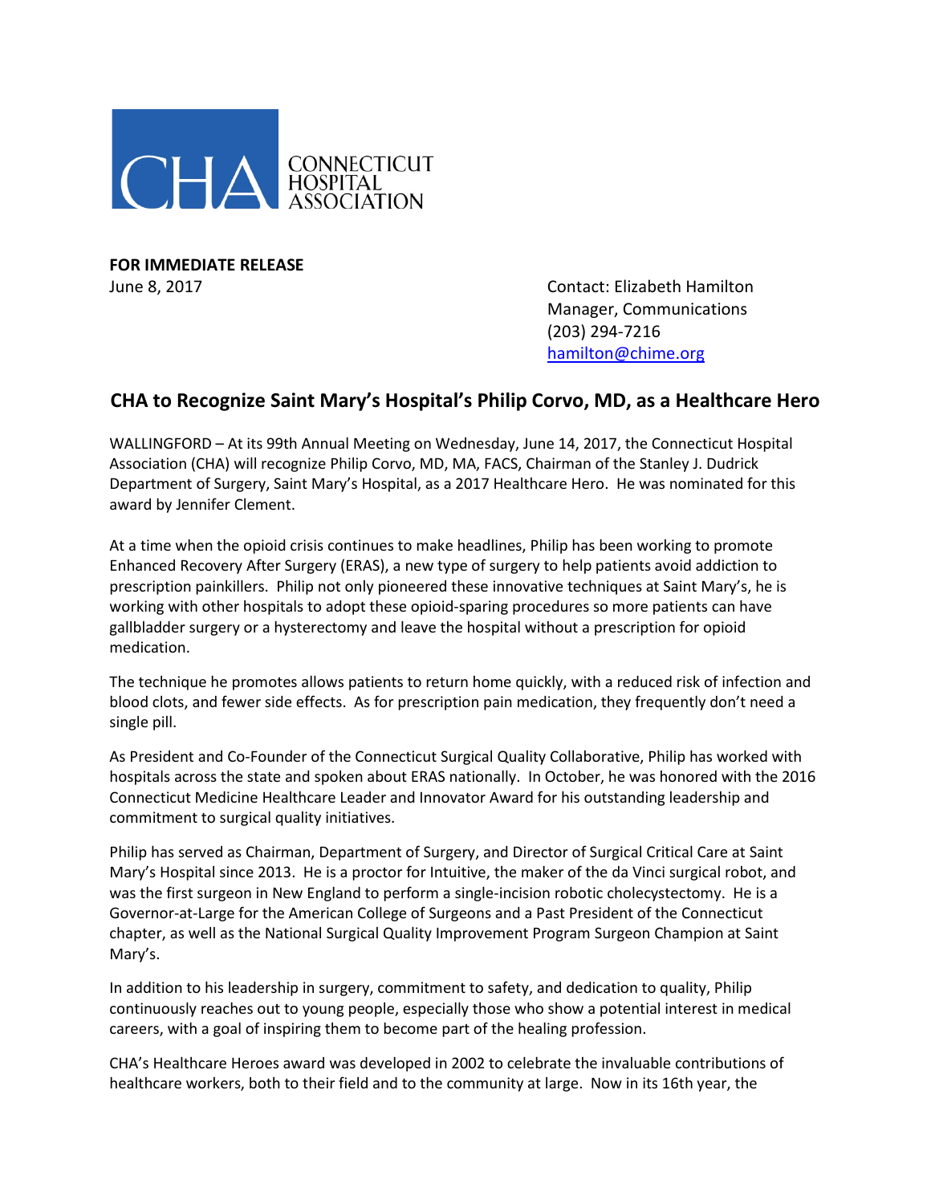CONNECTICUT HOSPITAL ASSOCIATION

**FOR IMMEDIATE RELEASE**
June 8, 2017

Contact: Elizabeth Hamilton
Manager, Communications
(203) 294-7216
hamilton@chime.org

## CHA to Recognize Saint Mary's Hospital's Philip Corvo, MD, as a Healthcare Hero

WALLINGFORD – At its 99th Annual Meeting on Wednesday, June 14, 2017, the Connecticut Hospital Association (CHA) will recognize Philip Corvo, MD, MA, FACS, Chairman of the Stanley J. Dudrick Department of Surgery, Saint Mary's Hospital, as a 2017 Healthcare Hero. He was nominated for this award by Jennifer Clement.

At a time when the opioid crisis continues to make headlines, Philip has been working to promote Enhanced Recovery After Surgery (ERAS), a new type of surgery to help patients avoid addiction to prescription painkillers. Philip not only pioneered these innovative techniques at Saint Mary's, he is working with other hospitals to adopt these opioid-sparing procedures so more patients can have gallbladder surgery or a hysterectomy and leave the hospital without a prescription for opioid medication.

The technique he promotes allows patients to return home quickly, with a reduced risk of infection and blood clots, and fewer side effects. As for prescription pain medication, they frequently don't need a single pill.

As President and Co-Founder of the Connecticut Surgical Quality Collaborative, Philip has worked with hospitals across the state and spoken about ERAS nationally. In October, he was honored with the 2016 Connecticut Medicine Healthcare Leader and Innovator Award for his outstanding leadership and commitment to surgical quality initiatives.

Philip has served as Chairman, Department of Surgery, and Director of Surgical Critical Care at Saint Mary's Hospital since 2013. He is a proctor for Intuitive, the maker of the da Vinci surgical robot, and was the first surgeon in New England to perform a single-incision robotic cholecystectomy. He is a Governor-at-Large for the American College of Surgeons and a Past President of the Connecticut chapter, as well as the National Surgical Quality Improvement Program Surgeon Champion at Saint Mary's.

In addition to his leadership in surgery, commitment to safety, and dedication to quality, Philip continuously reaches out to young people, especially those who show a potential interest in medical careers, with a goal of inspiring them to become part of the healing profession.

CHA's Healthcare Heroes award was developed in 2002 to celebrate the invaluable contributions of healthcare workers, both to their field and to the community at large. Now in its 16th year, the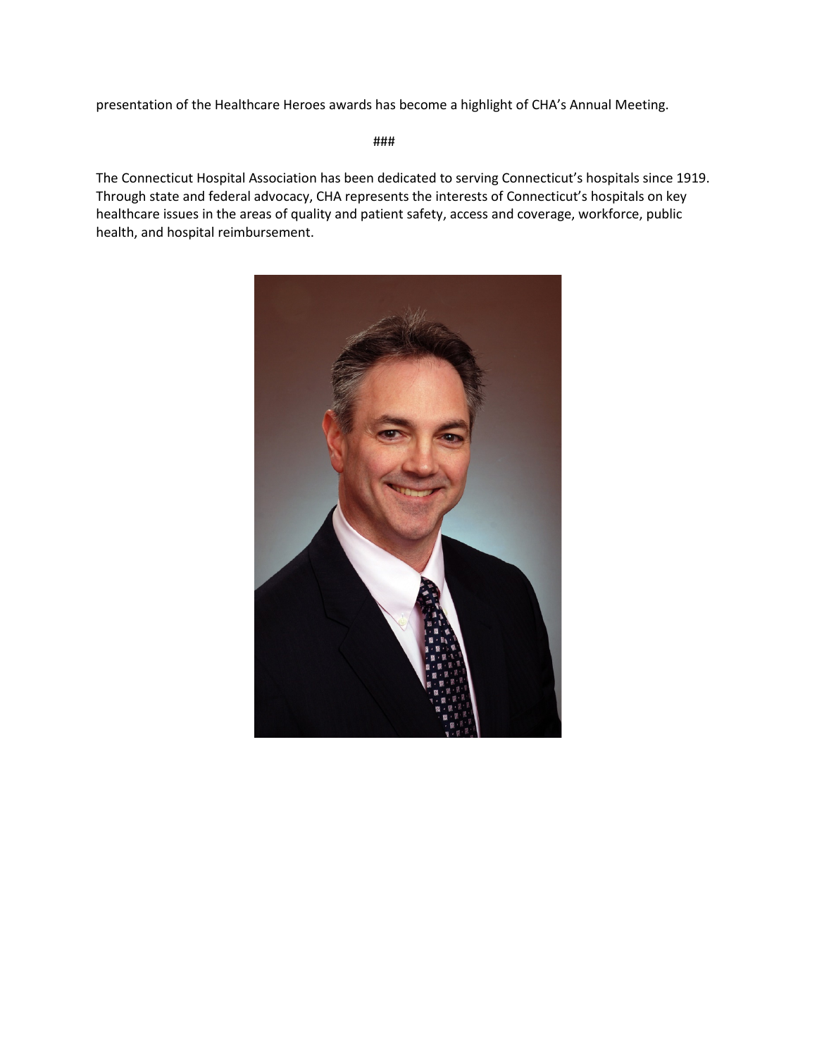presentation of the Healthcare Heroes awards has become a highlight of CHA's Annual Meeting.

###

The Connecticut Hospital Association has been dedicated to serving Connecticut's hospitals since 1919. Through state and federal advocacy, CHA represents the interests of Connecticut's hospitals on key healthcare issues in the areas of quality and patient safety, access and coverage, workforce, public health, and hospital reimbursement.